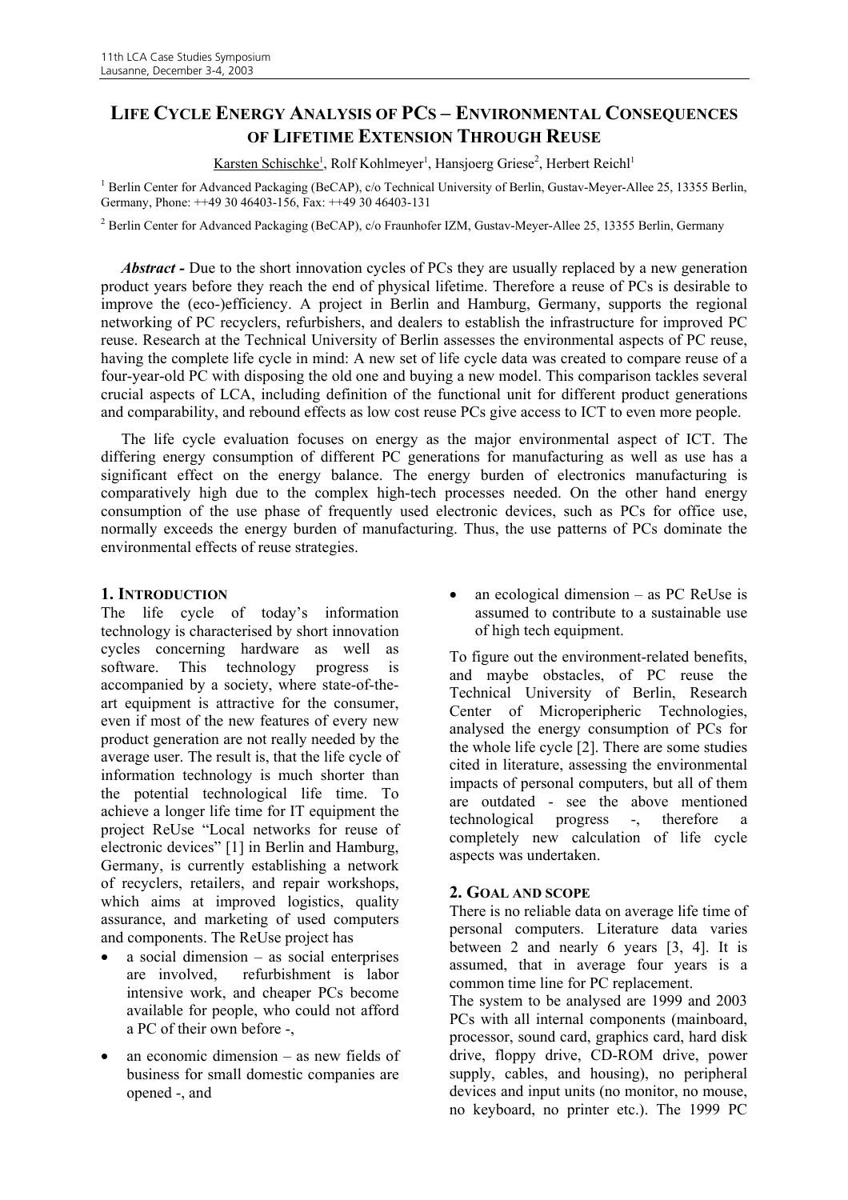# LIFE CYCLE ENERGY ANALYSIS OF PCS – ENVIRONMENTAL CONSEQUENCES OF LIFETIME EXTENSION THROUGH REUSE

Karsten Schischke[1], Rolf Kohlmeyer[1], Hansjoerg Griese[2], Herbert Reichl[1]

[1] Berlin Center for Advanced Packaging (BeCAP), c/o Technical University of Berlin, Gustav-Meyer-Allee 25, 13355 Berlin, Germany, Phone: ++49 30 46403-156, Fax: ++49 30 46403-131

[2] Berlin Center for Advanced Packaging (BeCAP), c/o Fraunhofer IZM, Gustav-Meyer-Allee 25, 13355 Berlin, Germany

***Abstract -*** Due to the short innovation cycles of PCs they are usually replaced by a new generation product years before they reach the end of physical lifetime. Therefore a reuse of PCs is desirable to improve the (eco-)efficiency. A project in Berlin and Hamburg, Germany, supports the regional networking of PC recyclers, refurbishers, and dealers to establish the infrastructure for improved PC reuse. Research at the Technical University of Berlin assesses the environmental aspects of PC reuse, having the complete life cycle in mind: A new set of life cycle data was created to compare reuse of a four-year-old PC with disposing the old one and buying a new model. This comparison tackles several crucial aspects of LCA, including definition of the functional unit for different product generations and comparability, and rebound effects as low cost reuse PCs give access to ICT to even more people.

The life cycle evaluation focuses on energy as the major environmental aspect of ICT. The differing energy consumption of different PC generations for manufacturing as well as use has a significant effect on the energy balance. The energy burden of electronics manufacturing is comparatively high due to the complex high-tech processes needed. On the other hand energy consumption of the use phase of frequently used electronic devices, such as PCs for office use, normally exceeds the energy burden of manufacturing. Thus, the use patterns of PCs dominate the environmental effects of reuse strategies.

## 1. INTRODUCTION

The life cycle of today's information technology is characterised by short innovation cycles concerning hardware as well as software. This technology progress is accompanied by a society, where state-of-the-art equipment is attractive for the consumer, even if most of the new features of every new product generation are not really needed by the average user. The result is, that the life cycle of information technology is much shorter than the potential technological life time. To achieve a longer life time for IT equipment the project ReUse "Local networks for reuse of electronic devices" [1] in Berlin and Hamburg, Germany, is currently establishing a network of recyclers, retailers, and repair workshops, which aims at improved logistics, quality assurance, and marketing of used computers and components. The ReUse project has

- a social dimension – as social enterprises are involved, refurbishment is labor intensive work, and cheaper PCs become available for people, who could not afford a PC of their own before -,
- an economic dimension – as new fields of business for small domestic companies are opened -, and
- an ecological dimension – as PC ReUse is assumed to contribute to a sustainable use of high tech equipment.

To figure out the environment-related benefits, and maybe obstacles, of PC reuse the Technical University of Berlin, Research Center of Microperipheric Technologies, analysed the energy consumption of PCs for the whole life cycle [2]. There are some studies cited in literature, assessing the environmental impacts of personal computers, but all of them are outdated - see the above mentioned technological progress -, therefore a completely new calculation of life cycle aspects was undertaken.

## 2. GOAL AND SCOPE

There is no reliable data on average life time of personal computers. Literature data varies between 2 and nearly 6 years [3, 4]. It is assumed, that in average four years is a common time line for PC replacement.

The system to be analysed are 1999 and 2003 PCs with all internal components (mainboard, processor, sound card, graphics card, hard disk drive, floppy drive, CD-ROM drive, power supply, cables, and housing), no peripheral devices and input units (no monitor, no mouse, no keyboard, no printer etc.). The 1999 PC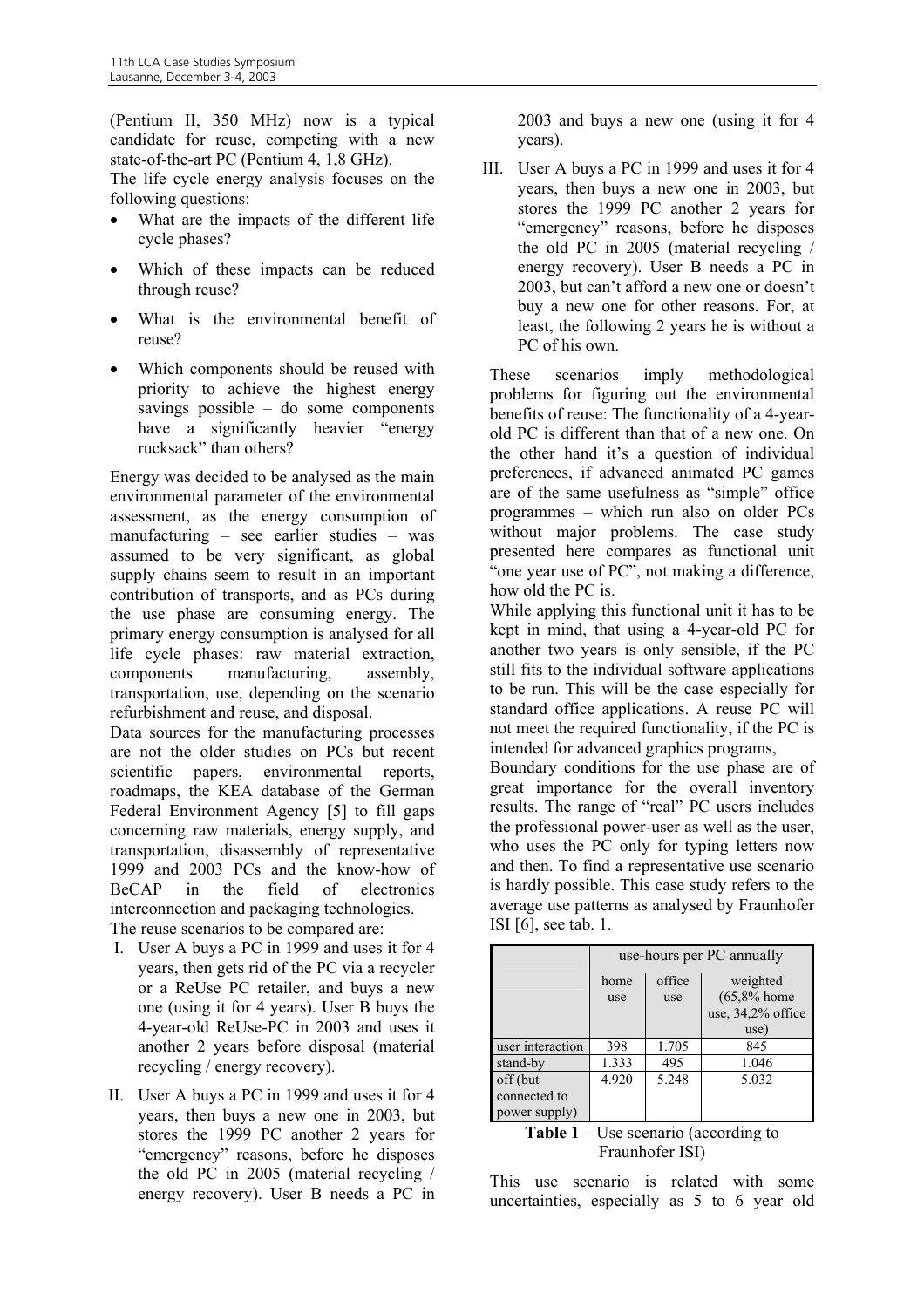(Pentium II, 350 MHz) now is a typical candidate for reuse, competing with a new state-of-the-art PC (Pentium 4, 1,8 GHz).

The life cycle energy analysis focuses on the following questions:

- What are the impacts of the different life cycle phases?
- Which of these impacts can be reduced through reuse?
- What is the environmental benefit of reuse?
- Which components should be reused with priority to achieve the highest energy savings possible – do some components have a significantly heavier "energy rucksack" than others?

Energy was decided to be analysed as the main environmental parameter of the environmental assessment, as the energy consumption of manufacturing – see earlier studies – was assumed to be very significant, as global supply chains seem to result in an important contribution of transports, and as PCs during the use phase are consuming energy. The primary energy consumption is analysed for all life cycle phases: raw material extraction, components manufacturing, assembly, transportation, use, depending on the scenario refurbishment and reuse, and disposal.

Data sources for the manufacturing processes are not the older studies on PCs but recent scientific papers, environmental reports, roadmaps, the KEA database of the German Federal Environment Agency [5] to fill gaps concerning raw materials, energy supply, and transportation, disassembly of representative 1999 and 2003 PCs and the know-how of BeCAP in the field of electronics interconnection and packaging technologies.

The reuse scenarios to be compared are:

I. User A buys a PC in 1999 and uses it for 4 years, then gets rid of the PC via a recycler or a ReUse PC retailer, and buys a new one (using it for 4 years). User B buys the 4-year-old ReUse-PC in 2003 and uses it another 2 years before disposal (material recycling / energy recovery).

II. User A buys a PC in 1999 and uses it for 4 years, then buys a new one in 2003, but stores the 1999 PC another 2 years for "emergency" reasons, before he disposes the old PC in 2005 (material recycling / energy recovery). User B needs a PC in 2003 and buys a new one (using it for 4 years).

III. User A buys a PC in 1999 and uses it for 4 years, then buys a new one in 2003, but stores the 1999 PC another 2 years for "emergency" reasons, before he disposes the old PC in 2005 (material recycling / energy recovery). User B needs a PC in 2003, but can't afford a new one or doesn't buy a new one for other reasons. For, at least, the following 2 years he is without a PC of his own.

These scenarios imply methodological problems for figuring out the environmental benefits of reuse: The functionality of a 4-year-old PC is different than that of a new one. On the other hand it's a question of individual preferences, if advanced animated PC games are of the same usefulness as "simple" office programmes – which run also on older PCs without major problems. The case study presented here compares as functional unit "one year use of PC", not making a difference, how old the PC is.

While applying this functional unit it has to be kept in mind, that using a 4-year-old PC for another two years is only sensible, if the PC still fits to the individual software applications to be run. This will be the case especially for standard office applications. A reuse PC will not meet the required functionality, if the PC is intended for advanced graphics programs,

Boundary conditions for the use phase are of great importance for the overall inventory results. The range of "real" PC users includes the professional power-user as well as the user, who uses the PC only for typing letters now and then. To find a representative use scenario is hardly possible. This case study refers to the average use patterns as analysed by Fraunhofer ISI [6], see tab. 1.

| | use-hours per PC annually | | |
|---|---|---|---|
| | home use | office use | weighted (65,8% home use, 34,2% office use) |
| user interaction | 398 | 1.705 | 845 |
| stand-by | 1.333 | 495 | 1.046 |
| off (but connected to power supply) | 4.920 | 5.248 | 5.032 |

**Table 1** – Use scenario (according to Fraunhofer ISI)

This use scenario is related with some uncertainties, especially as 5 to 6 year old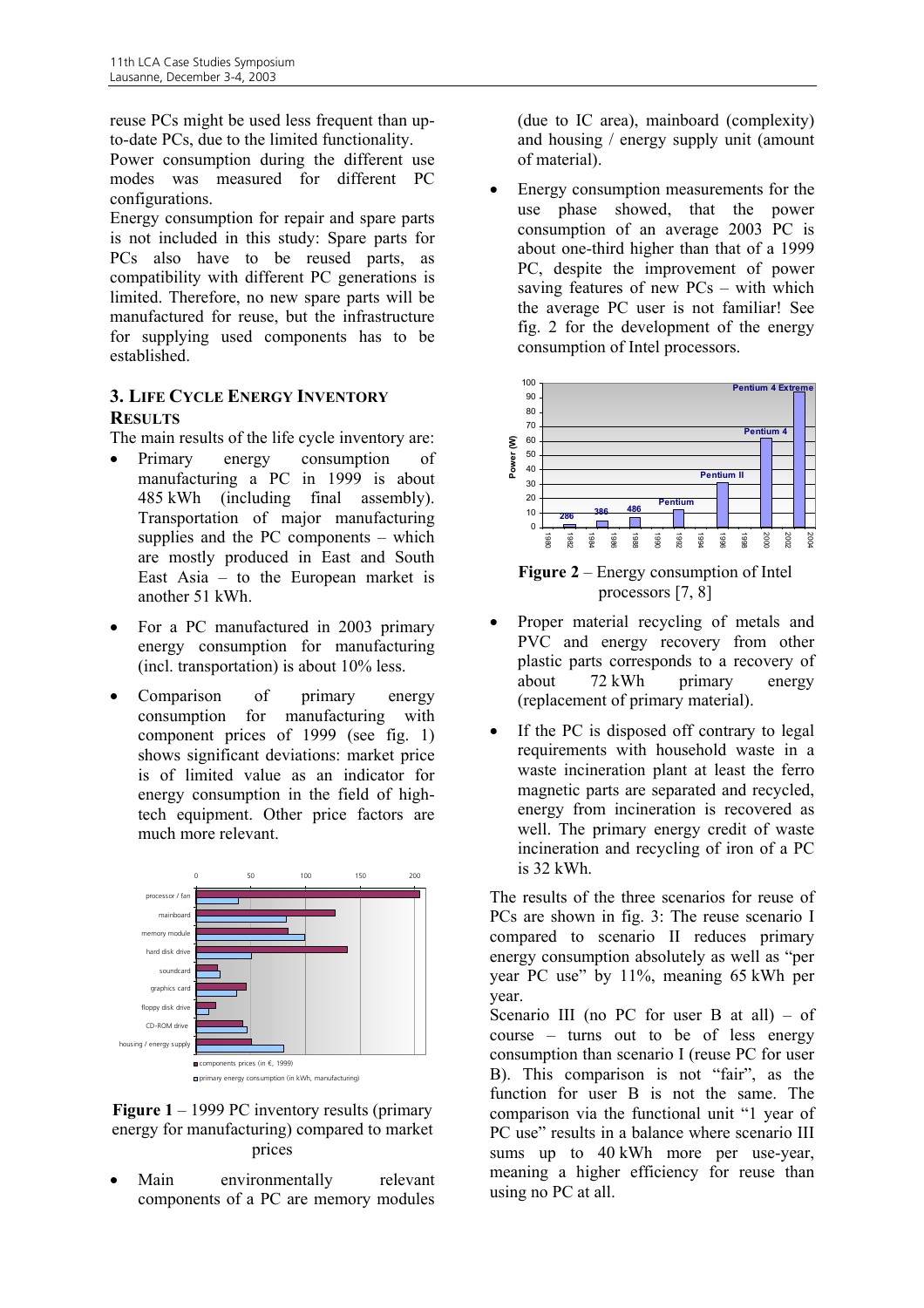reuse PCs might be used less frequent than up-to-date PCs, due to the limited functionality.

Power consumption during the different use modes was measured for different PC configurations.

Energy consumption for repair and spare parts is not included in this study: Spare parts for PCs also have to be reused parts, as compatibility with different PC generations is limited. Therefore, no new spare parts will be manufactured for reuse, but the infrastructure for supplying used components has to be established.

## 3. Life Cycle Energy Inventory Results

The main results of the life cycle inventory are:

- Primary energy consumption of manufacturing a PC in 1999 is about 485 kWh (including final assembly). Transportation of major manufacturing supplies and the PC components – which are mostly produced in East and South East Asia – to the European market is another 51 kWh.
- For a PC manufactured in 2003 primary energy consumption for manufacturing (incl. transportation) is about 10% less.
- Comparison of primary energy consumption for manufacturing with component prices of 1999 (see fig. 1) shows significant deviations: market price is of limited value as an indicator for energy consumption in the field of high-tech equipment. Other price factors are much more relevant.

**Figure 1** – 1999 PC inventory results (primary energy for manufacturing) compared to market prices

- Main environmentally relevant components of a PC are memory modules (due to IC area), mainboard (complexity) and housing / energy supply unit (amount of material).
- Energy consumption measurements for the use phase showed, that the power consumption of an average 2003 PC is about one-third higher than that of a 1999 PC, despite the improvement of power saving features of new PCs – with which the average PC user is not familiar! See fig. 2 for the development of the energy consumption of Intel processors.

**Figure 2** – Energy consumption of Intel processors [7, 8]

- Proper material recycling of metals and PVC and energy recovery from other plastic parts corresponds to a recovery of about 72 kWh primary energy (replacement of primary material).
- If the PC is disposed off contrary to legal requirements with household waste in a waste incineration plant at least the ferro magnetic parts are separated and recycled, energy from incineration is recovered as well. The primary energy credit of waste incineration and recycling of iron of a PC is 32 kWh.

The results of the three scenarios for reuse of PCs are shown in fig. 3: The reuse scenario I compared to scenario II reduces primary energy consumption absolutely as well as "per year PC use" by 11%, meaning 65 kWh per year.

Scenario III (no PC for user B at all) – of course – turns out to be of less energy consumption than scenario I (reuse PC for user B). This comparison is not "fair", as the function for user B is not the same. The comparison via the functional unit "1 year of PC use" results in a balance where scenario III sums up to 40 kWh more per use-year, meaning a higher efficiency for reuse than using no PC at all.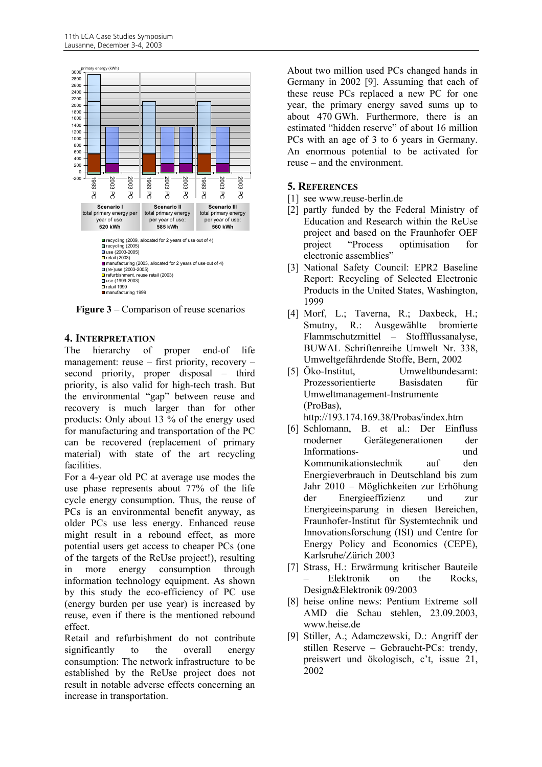primary energy (kWh)
3000
2800
2600
2400
2200
2000
1800
1600
1400
1200
1000
800
600
400
200
0
-200

1999 PC
2003 PC
2003 PC
1999 PC
2003 PC
2003 PC
1999 PC
2003 PC
2003 PC

**Scenario I**
total primary energy per year of use:
**520 kWh**

**Scenario II**
total primary energy per year of use:
**585 kWh**

**Scenario III**
total primary energy per year of use:
**560 kWh**

recycling (2009, allocated for 2 years of use out of 4)
recycling (2005)
use (2003-2005)
retail (2003)
manufacturing (2003, allocated for 2 years of use out of 4)
(re-)use (2003-2005)
refurbishment, reuse retail (2003)
use (1999-2003)
retail 1999
manufacturing 1999

**Figure 3** – Comparison of reuse scenarios

## 4. Interpretation

The hierarchy of proper end-of life management: reuse – first priority, recovery – second priority, proper disposal – third priority, is also valid for high-tech trash. But the environmental "gap" between reuse and recovery is much larger than for other products: Only about 13 % of the energy used for manufacturing and transportation of the PC can be recovered (replacement of primary material) with state of the art recycling facilities.

For a 4-year old PC at average use modes the use phase represents about 77% of the life cycle energy consumption. Thus, the reuse of PCs is an environmental benefit anyway, as older PCs use less energy. Enhanced reuse might result in a rebound effect, as more potential users get access to cheaper PCs (one of the targets of the ReUse project!), resulting in more energy consumption through information technology equipment. As shown by this study the eco-efficiency of PC use (energy burden per use year) is increased by reuse, even if there is the mentioned rebound effect.

Retail and refurbishment do not contribute significantly to the overall energy consumption: The network infrastructure to be established by the ReUse project does not result in notable adverse effects concerning an increase in transportation.

About two million used PCs changed hands in Germany in 2002 [9]. Assuming that each of these reuse PCs replaced a new PC for one year, the primary energy saved sums up to about 470 GWh. Furthermore, there is an estimated "hidden reserve" of about 16 million PCs with an age of 3 to 6 years in Germany. An enormous potential to be activated for reuse – and the environment.

## 5. References

[1] see www.reuse-berlin.de

[2] partly funded by the Federal Ministry of Education and Research within the ReUse project and based on the Fraunhofer OEF project "Process optimisation for electronic assemblies"

[3] National Safety Council: EPR2 Baseline Report: Recycling of Selected Electronic Products in the United States, Washington, 1999

[4] Morf, L.; Taverna, R.; Daxbeck, H.; Smutny, R.: Ausgewählte bromierte Flammschutzmittel – Stoffflussanalyse, BUWAL Schriftenreihe Umwelt Nr. 338, Umweltgefährdende Stoffe, Bern, 2002

[5] Öko-Institut, Umweltbundesamt: Prozessorientierte Basisdaten für Umweltmanagement-Instrumente (ProBas), http://193.174.169.38/Probas/index.htm

[6] Schlomann, B. et al.: Der Einfluss moderner Gerätegenerationen der Informations- und Kommunikationstechnik auf den Energieverbrauch in Deutschland bis zum Jahr 2010 – Möglichkeiten zur Erhöhung der Energieeffizienz und zur Energieeinsparung in diesen Bereichen, Fraunhofer-Institut für Systemtechnik und Innovationsforschung (ISI) und Centre for Energy Policy and Economics (CEPE), Karlsruhe/Zürich 2003

[7] Strass, H.: Erwärmung kritischer Bauteile – Elektronik on the Rocks, Design&Elektronik 09/2003

[8] heise online news: Pentium Extreme soll AMD die Schau stehlen, 23.09.2003, www.heise.de

[9] Stiller, A.; Adamczewski, D.: Angriff der stillen Reserve – Gebraucht-PCs: trendy, preiswert und ökologisch, c't, issue 21, 2002